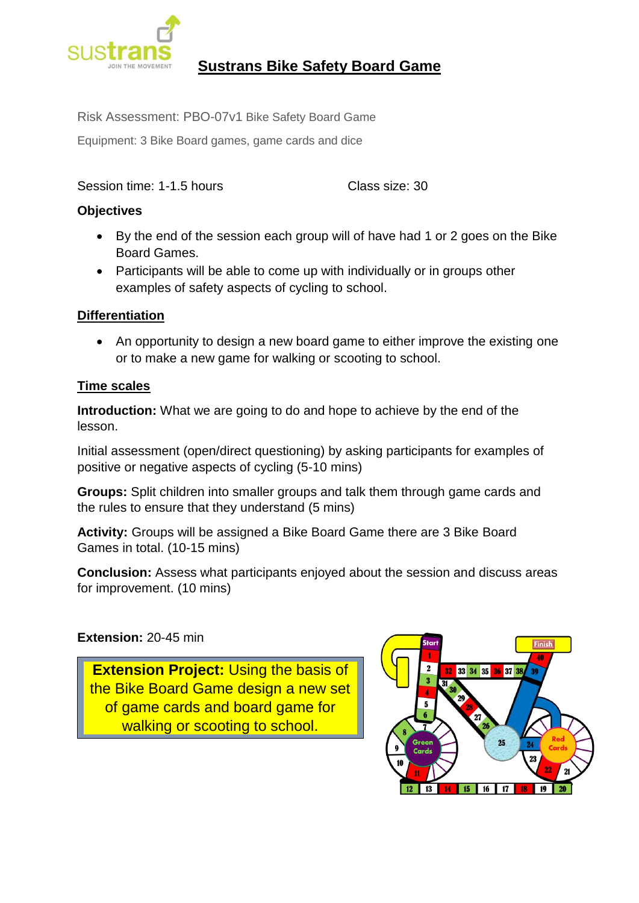## Sustrans Bike Safety Board Game

Risk Assessment: PBO-07v1 Bike Safety Board Game

Equipment: 3 Bike Board games, game cards and dice

Session time: 1-1.5 hours

Class size: 30

### Objectives

- By the end of the session each group will of have had 1 or 2 goes on the Bike Board Games.
- Participants will be able to come up with individually or in groups other examples of safety aspects of cycling to school.

### Differentiation

- An opportunity to design a new board game to either improve the existing one or to make a new game for walking or scooting to school.

### Time scales

**Introduction:** What we are going to do and hope to achieve by the end of the lesson.

Initial assessment (open/direct questioning) by asking participants for examples of positive or negative aspects of cycling (5-10 mins)

**Groups:** Split children into smaller groups and talk them through game cards and the rules to ensure that they understand (5 mins)

**Activity:** Groups will be assigned a Bike Board Game there are 3 Bike Board Games in total. (10-15 mins)

**Conclusion:** Assess what participants enjoyed about the session and discuss areas for improvement. (10 mins)

**Extension:** 20-45 min

**Extension Project:** Using the basis of the Bike Board Game design a new set of game cards and board game for walking or scooting to school.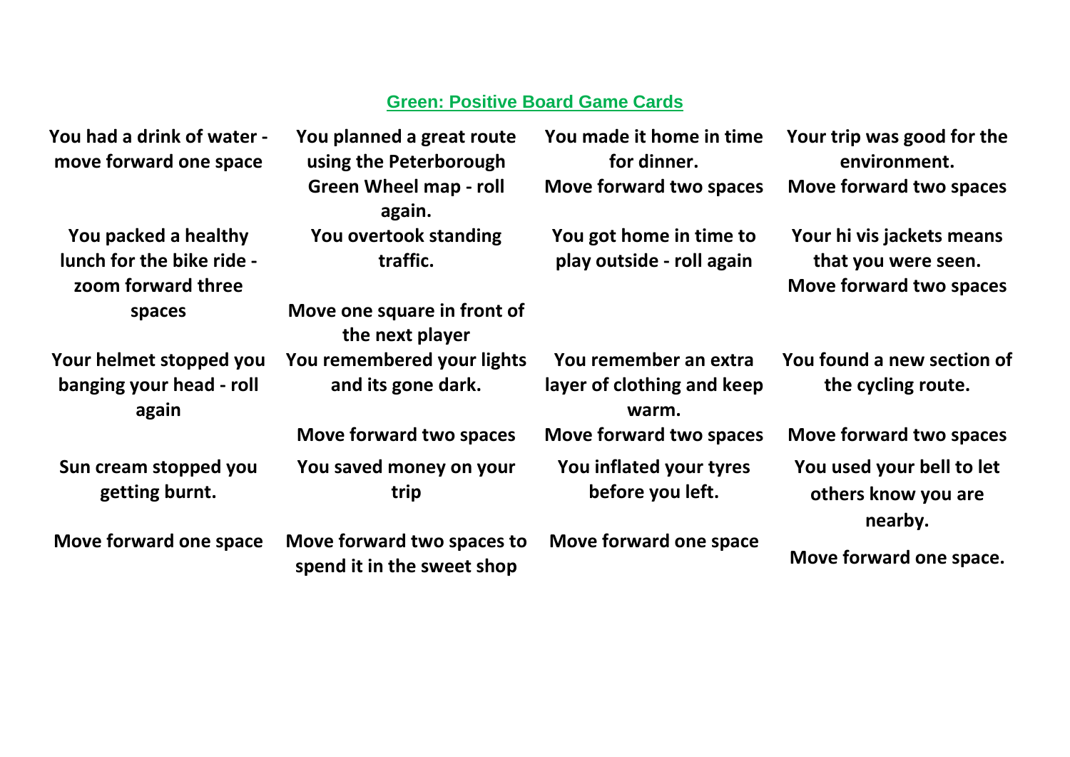## Green: Positive Board Game Cards

| | | | |
|---|---|---|---|
| **You had a drink of water - move forward one space** | **You planned a great route using the Peterborough Green Wheel map - roll again.** | **You made it home in time for dinner. Move forward two spaces** | **Your trip was good for the environment. Move forward two spaces** |
| **You packed a healthy lunch for the bike ride - zoom forward three spaces** | **You overtook standing traffic. Move one square in front of the next player** | **You got home in time to play outside - roll again** | **Your hi vis jackets means that you were seen. Move forward two spaces** |
| **Your helmet stopped you banging your head - roll again** | **You remembered your lights and its gone dark. Move forward two spaces** | **You remember an extra layer of clothing and keep warm. Move forward two spaces** | **You found a new section of the cycling route. Move forward two spaces** |
| **Sun cream stopped you getting burnt. Move forward one space** | **You saved money on your trip Move forward two spaces to spend it in the sweet shop** | **You inflated your tyres before you left. Move forward one space** | **You used your bell to let others know you are nearby. Move forward one space.** |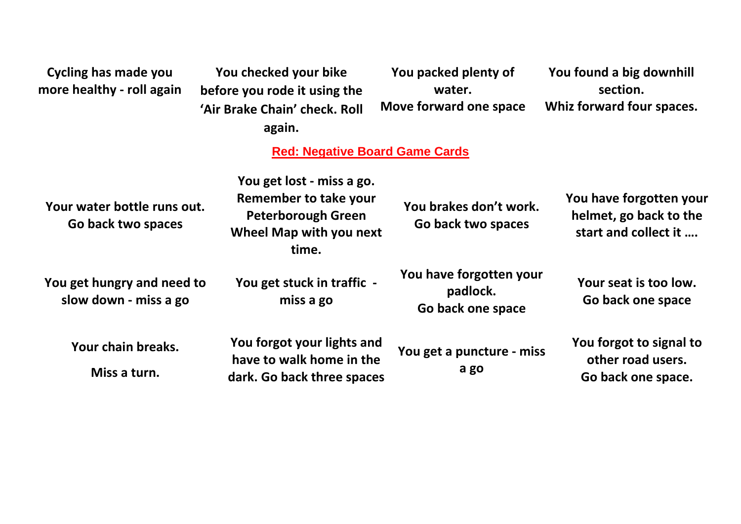| | | | |
|---|---|---|---|
| **Cycling has made you more healthy - roll again** | **You checked your bike before you rode it using the 'Air Brake Chain' check. Roll again.** | **You packed plenty of water. Move forward one space** | **You found a big downhill section. Whiz forward four spaces.** |

## Red: Negative Board Game Cards

| | | | |
|---|---|---|---|
| **Your water bottle runs out. Go back two spaces** | **You get lost - miss a go. Remember to take your Peterborough Green Wheel Map with you next time.** | **You brakes don't work. Go back two spaces** | **You have forgotten your helmet, go back to the start and collect it ….** |
| **You get hungry and need to slow down - miss a go** | **You get stuck in traffic - miss a go** | **You have forgotten your padlock. Go back one space** | **Your seat is too low. Go back one space** |
| **Your chain breaks. Miss a turn.** | **You forgot your lights and have to walk home in the dark. Go back three spaces** | **You get a puncture - miss a go** | **You forgot to signal to other road users. Go back one space.** |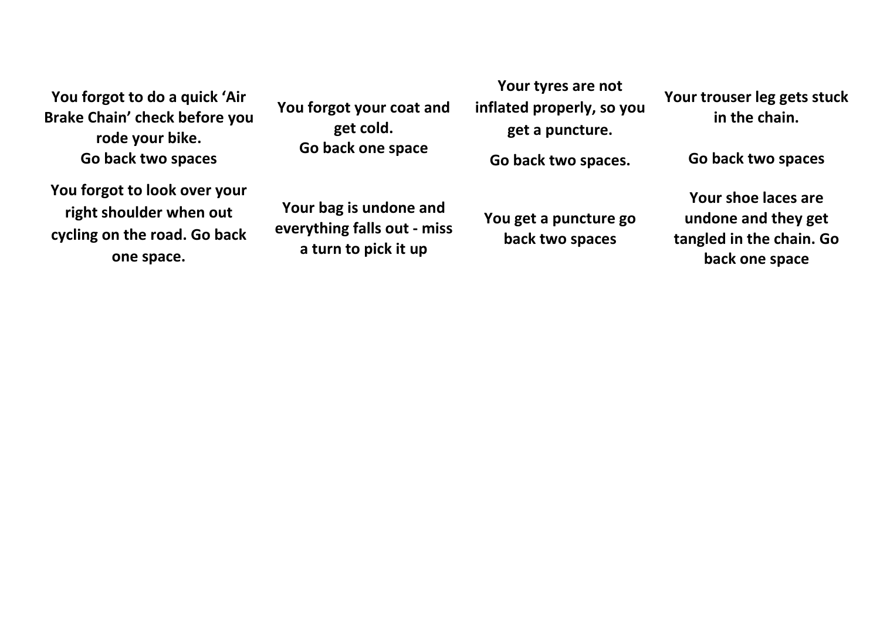**You forgot to do a quick 'Air Brake Chain' check before you rode your bike.**
**Go back two spaces**

**You forgot your coat and get cold.**
**Go back one space**

**Your tyres are not inflated properly, so you get a puncture.**

**Go back two spaces.**

**Your trouser leg gets stuck in the chain.**

**Go back two spaces**

**You forgot to look over your right shoulder when out cycling on the road. Go back one space.**

**Your bag is undone and everything falls out - miss a turn to pick it up**

**You get a puncture go back two spaces**

**Your shoe laces are undone and they get tangled in the chain. Go back one space**